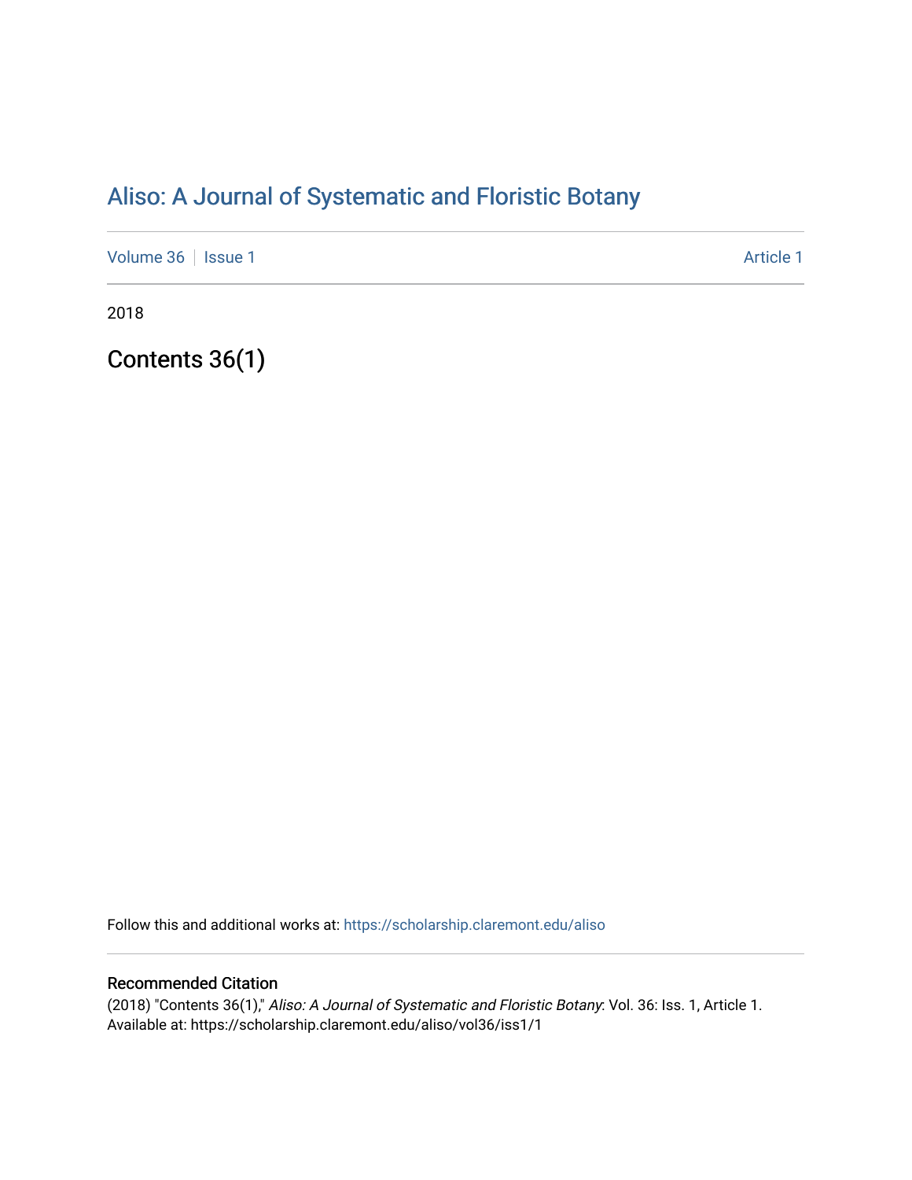# Aliso: A Journal of Systematic and Floristic Botany

Volume 36 | Issue 1 | Article 1

2018

## Contents 36(1)

Follow this and additional works at: https://scholarship.claremont.edu/aliso

### Recommended Citation

(2018) "Contents 36(1)," *Aliso: A Journal of Systematic and Floristic Botany*: Vol. 36: Iss. 1, Article 1.
Available at: https://scholarship.claremont.edu/aliso/vol36/iss1/1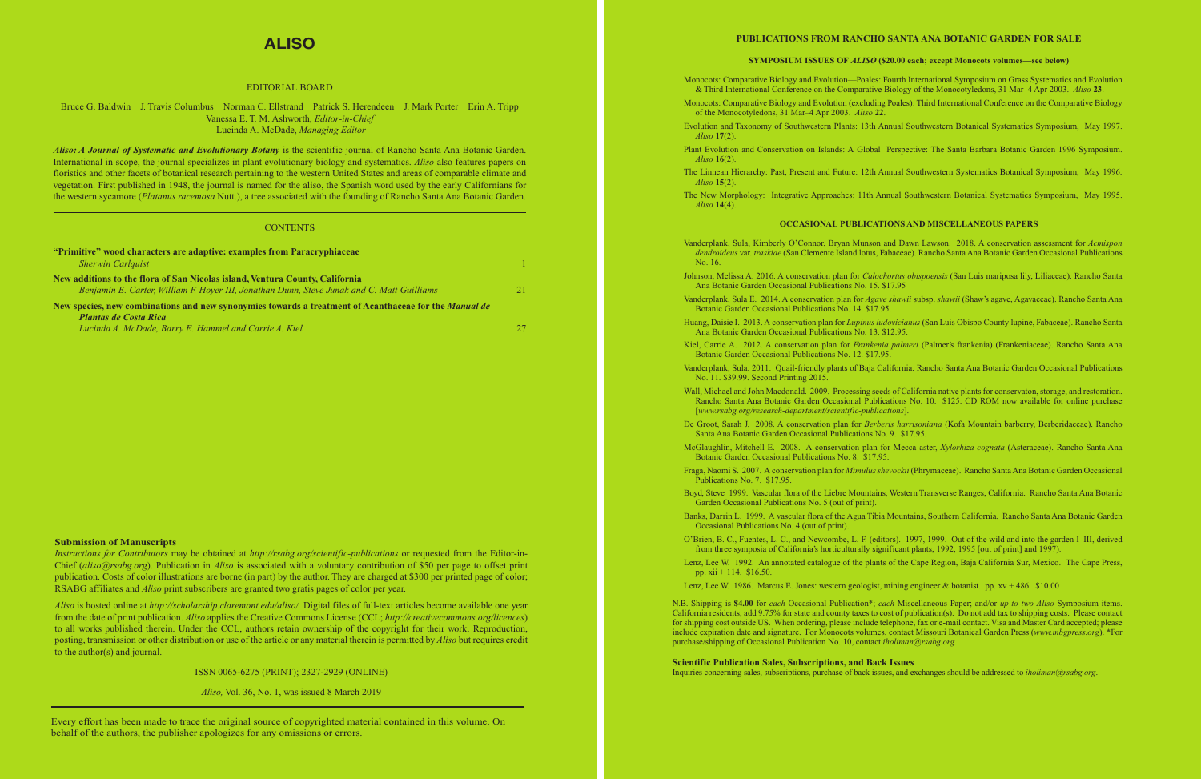# ALISO

## EDITORIAL BOARD

Bruce G. Baldwin J. Travis Columbus Norman C. Ellstrand Patrick S. Herendeen J. Mark Porter Erin A. Tripp
Vanessa E. T. M. Ashworth, *Editor-in-Chief*
Lucinda A. McDade, *Managing Editor*

***Aliso: A Journal of Systematic and Evolutionary Botany*** is the scientific journal of Rancho Santa Ana Botanic Garden. International in scope, the journal specializes in plant evolutionary biology and systematics. *Aliso* also features papers on floristics and other facets of botanical research pertaining to the western United States and areas of comparable climate and vegetation. First published in 1948, the journal is named for the aliso, the Spanish word used by the early Californians for the western sycamore (*Platanus racemosa* Nutt.), a tree associated with the founding of Rancho Santa Ana Botanic Garden.

## CONTENTS

**"Primitive" wood characters are adaptive: examples from Paracryphiaceae**
*Sherwin Carlquist* ... 1

**New additions to the flora of San Nicolas island, Ventura County, California**
*Benjamin E. Carter, William F. Hoyer III, Jonathan Dunn, Steve Junak and C. Matt Guilliams* ... 21

**New species, new combinations and new synonymies towards a treatment of Acanthaceae for the *Manual de Plantas de Costa Rica***
*Lucinda A. McDade, Barry E. Hammel and Carrie A. Kiel* ... 27

### Submission of Manuscripts

*Instructions for Contributors* may be obtained at *http://rsabg.org/scientific-publications* or requested from the Editor-in-Chief (*aliso@rsabg.org*). Publication in *Aliso* is associated with a voluntary contribution of $50 per page to offset print publication. Costs of color illustrations are borne (in part) by the author. They are charged at $300 per printed page of color; RSABG affiliates and *Aliso* print subscribers are granted two gratis pages of color per year.

*Aliso* is hosted online at *http://scholarship.claremont.edu/aliso/.* Digital files of full-text articles become available one year from the date of print publication. *Aliso* applies the Creative Commons License (CCL; *http://creativecommons.org/licences*) to all works published therein. Under the CCL, authors retain ownership of the copyright for their work. Reproduction, posting, transmission or other distribution or use of the article or any material therein is permitted by *Aliso* but requires credit to the author(s) and journal.

ISSN 0065-6275 (PRINT); 2327-2929 (ONLINE)

*Aliso*, Vol. 36, No. 1, was issued 8 March 2019

Every effort has been made to trace the original source of copyrighted material contained in this volume. On behalf of the authors, the publisher apologizes for any omissions or errors.

## PUBLICATIONS FROM RANCHO SANTA ANA BOTANIC GARDEN FOR SALE

### SYMPOSIUM ISSUES OF *ALISO* ($20.00 each; except Monocots volumes—see below)

Monocots: Comparative Biology and Evolution—Poales: Fourth International Symposium on Grass Systematics and Evolution & Third International Conference on the Comparative Biology of the Monocotyledons, 31 Mar–4 Apr 2003. *Aliso* **23**.

Monocots: Comparative Biology and Evolution (excluding Poales): Third International Conference on the Comparative Biology of the Monocotyledons, 31 Mar–4 Apr 2003. *Aliso* **22**.

Evolution and Taxonomy of Southwestern Plants: 13th Annual Southwestern Botanical Systematics Symposium, May 1997. *Aliso* **17**(2).

Plant Evolution and Conservation on Islands: A Global Perspective: The Santa Barbara Botanic Garden 1996 Symposium. *Aliso* **16**(2).

The Linnean Hierarchy: Past, Present and Future: 12th Annual Southwestern Systematics Botanical Symposium, May 1996. *Aliso* **15**(2).

The New Morphology: Integrative Approaches: 11th Annual Southwestern Botanical Systematics Symposium, May 1995. *Aliso* **14**(4).

### OCCASIONAL PUBLICATIONS AND MISCELLANEOUS PAPERS

Vanderplank, Sula, Kimberly O'Connor, Bryan Munson and Dawn Lawson. 2018. A conservation assessment for *Acmispon dendroideus* var. *traskiae* (San Clemente Island lotus, Fabaceae). Rancho Santa Ana Botanic Garden Occasional Publications No. 16.

Johnson, Melissa A. 2016. A conservation plan for *Calochortus obispoensis* (San Luis mariposa lily, Liliaceae). Rancho Santa Ana Botanic Garden Occasional Publications No. 15. $17.95

Vanderplank, Sula E. 2014. A conservation plan for *Agave shawii* subsp. *shawii* (Shaw's agave, Agavaceae). Rancho Santa Ana Botanic Garden Occasional Publications No. 14. $17.95.

Huang, Daisie I. 2013. A conservation plan for *Lupinus ludovicianus* (San Luis Obispo County lupine, Fabaceae). Rancho Santa Ana Botanic Garden Occasional Publications No. 13. $12.95.

Kiel, Carrie A. 2012. A conservation plan for *Frankenia palmeri* (Palmer's frankenia) (Frankeniaceae). Rancho Santa Ana Botanic Garden Occasional Publications No. 12. $17.95.

Vanderplank, Sula. 2011. Quail-friendly plants of Baja California. Rancho Santa Ana Botanic Garden Occasional Publications No. 11. $39.99. Second Printing 2015.

Wall, Michael and John Macdonald. 2009. Processing seeds of California native plants for conservaton, storage, and restoration. Rancho Santa Ana Botanic Garden Occasional Publications No. 10. $125. CD ROM now available for online purchase [*www.rsabg.org/research-department/scientific-publications*].

De Groot, Sarah J. 2008. A conservation plan for *Berberis harrisoniana* (Kofa Mountain barberry, Berberidaceae). Rancho Santa Ana Botanic Garden Occasional Publications No. 9. $17.95.

McGlaughlin, Mitchell E. 2008. A conservation plan for Mecca aster, *Xylorhiza cognata* (Asteraceae). Rancho Santa Ana Botanic Garden Occasional Publications No. 8. $17.95.

Fraga, Naomi S. 2007. A conservation plan for *Mimulus shevockii* (Phrymaceae). Rancho Santa Ana Botanic Garden Occasional Publications No. 7. $17.95.

Boyd, Steve 1999. Vascular flora of the Liebre Mountains, Western Transverse Ranges, California. Rancho Santa Ana Botanic Garden Occasional Publications No. 5 (out of print).

Banks, Darrin L. 1999. A vascular flora of the Agua Tibia Mountains, Southern California. Rancho Santa Ana Botanic Garden Occasional Publications No. 4 (out of print).

O'Brien, B. C., Fuentes, L. C., and Newcombe, L. F. (editors). 1997, 1999. Out of the wild and into the garden I–III, derived from three symposia of California's horticulturally significant plants, 1992, 1995 [out of print] and 1997).

Lenz, Lee W. 1992. An annotated catalogue of the plants of the Cape Region, Baja California Sur, Mexico. The Cape Press, pp. xii + 114. $16.50.

Lenz, Lee W. 1986. Marcus E. Jones: western geologist, mining engineer & botanist. pp. xv + 486. $10.00

N.B. Shipping is **$4.00** for *each* Occasional Publication*; *each* Miscellaneous Paper; and/or *up to two Aliso* Symposium items. California residents, add 9.75% for state and county taxes to cost of publication(s). Do not add tax to shipping costs. Please contact for shipping cost outside US. When ordering, please include telephone, fax or e-mail contact. Visa and Master Card accepted; please include expiration date and signature. For Monocots volumes, contact Missouri Botanical Garden Press (*www.mbgpress.org*). *For purchase/shipping of Occasional Publication No. 10, contact *iholiman@rsabg.org.*

### Scientific Publication Sales, Subscriptions, and Back Issues

Inquiries concerning sales, subscriptions, purchase of back issues, and exchanges should be addressed to *iholiman@rsabg.org*.